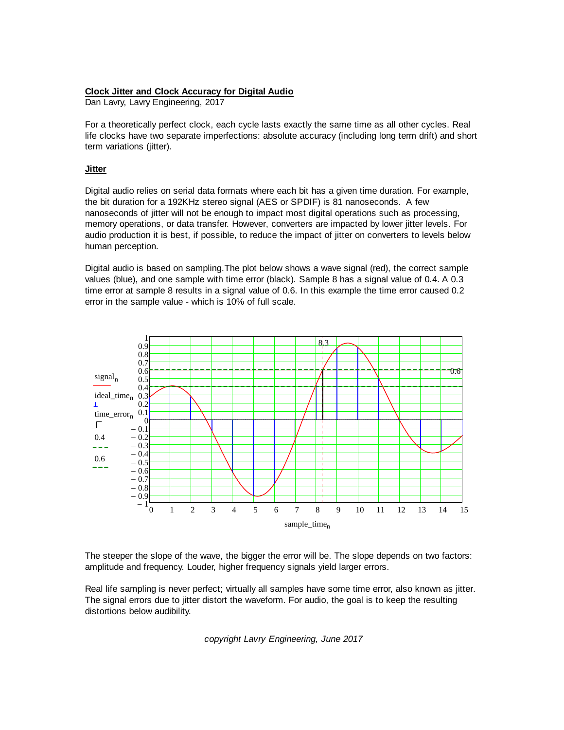# Clock Jitter and Clock Accuracy for Digital Audio

Dan Lavry, Lavry Engineering, 2017

For a theoretically perfect clock, each cycle lasts exactly the same time as all other cycles. Real life clocks have two separate imperfections: absolute accuracy (including long term drift) and short term variations (jitter).

## Jitter

Digital audio relies on serial data formats where each bit has a given time duration. For example, the bit duration for a 192KHz stereo signal (AES or SPDIF) is 81 nanoseconds. A few nanoseconds of jitter will not be enough to impact most digital operations such as processing, memory operations, or data transfer. However, converters are impacted by lower jitter levels. For audio production it is best, if possible, to reduce the impact of jitter on converters to levels below human perception.

Digital audio is based on sampling.The plot below shows a wave signal (red), the correct sample values (blue), and one sample with time error (black). Sample 8 has a signal value of 0.4. A 0.3 time error at sample 8 results in a signal value of 0.6. In this example the time error caused 0.2 error in the sample value - which is 10% of full scale.

The steeper the slope of the wave, the bigger the error will be. The slope depends on two factors: amplitude and frequency. Louder, higher frequency signals yield larger errors.

Real life sampling is never perfect; virtually all samples have some time error, also known as jitter. The signal errors due to jitter distort the waveform. For audio, the goal is to keep the resulting distortions below audibility.

*copyright Lavry Engineering, June 2017*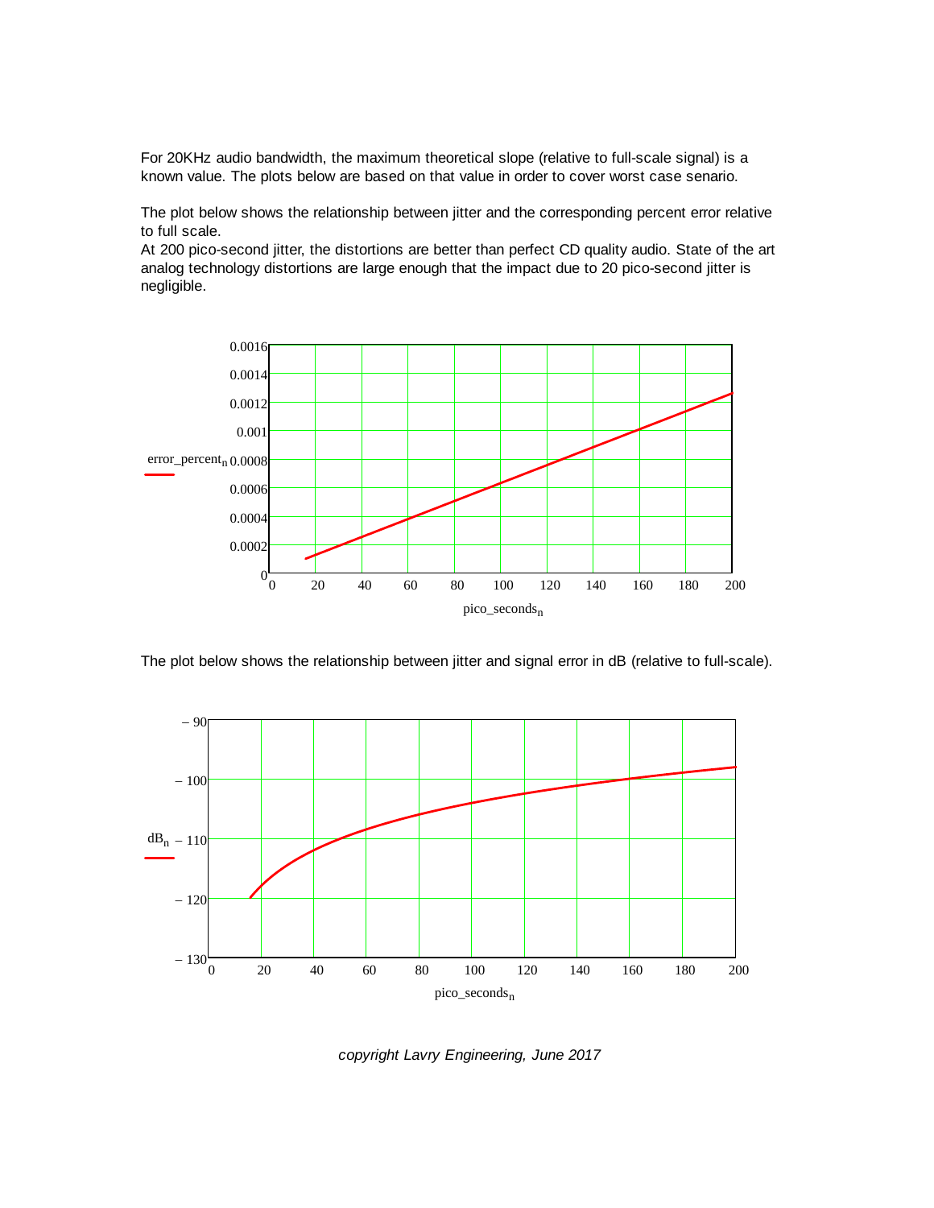For 20KHz audio bandwidth, the maximum theoretical slope (relative to full-scale signal) is a known value. The plots below are based on that value in order to cover worst case senario.

The plot below shows the relationship between jitter and the corresponding percent error relative to full scale.
At 200 pico-second jitter, the distortions are better than perfect CD quality audio. State of the art analog technology distortions are large enough that the impact due to 20 pico-second jitter is negligible.

The plot below shows the relationship between jitter and signal error in dB (relative to full-scale).

*copyright Lavry Engineering, June 2017*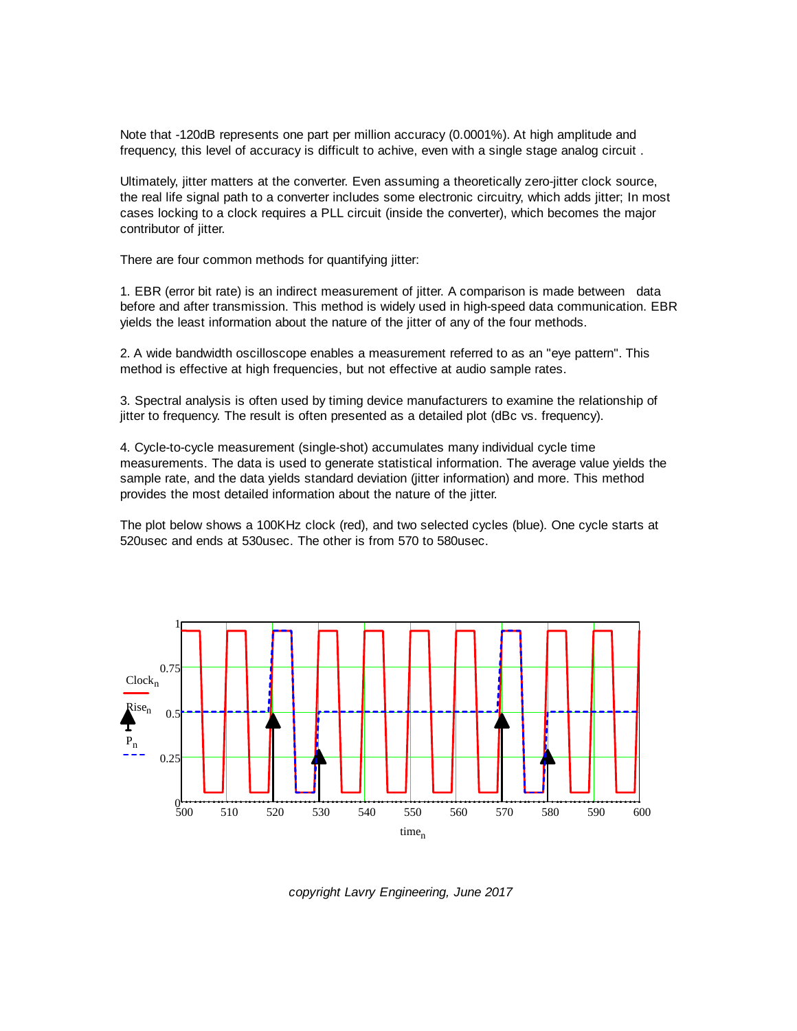Note that -120dB represents one part per million accuracy (0.0001%). At high amplitude and frequency, this level of accuracy is difficult to achive, even with a single stage analog circuit .

Ultimately, jitter matters at the converter. Even assuming a theoretically zero-jitter clock source, the real life signal path to a converter includes some electronic circuitry, which adds jitter; In most cases locking to a clock requires a PLL circuit (inside the converter), which becomes the major contributor of jitter.

There are four common methods for quantifying jitter:

1. EBR (error bit rate) is an indirect measurement of jitter. A comparison is made between data before and after transmission. This method is widely used in high-speed data communication. EBR yields the least information about the nature of the jitter of any of the four methods.

2. A wide bandwidth oscilloscope enables a measurement referred to as an "eye pattern". This method is effective at high frequencies, but not effective at audio sample rates.

3. Spectral analysis is often used by timing device manufacturers to examine the relationship of jitter to frequency. The result is often presented as a detailed plot (dBc vs. frequency).

4. Cycle-to-cycle measurement (single-shot) accumulates many individual cycle time measurements. The data is used to generate statistical information. The average value yields the sample rate, and the data yields standard deviation (jitter information) and more. This method provides the most detailed information about the nature of the jitter.

The plot below shows a 100KHz clock (red), and two selected cycles (blue). One cycle starts at 520usec and ends at 530usec. The other is from 570 to 580usec.

*copyright Lavry Engineering, June 2017*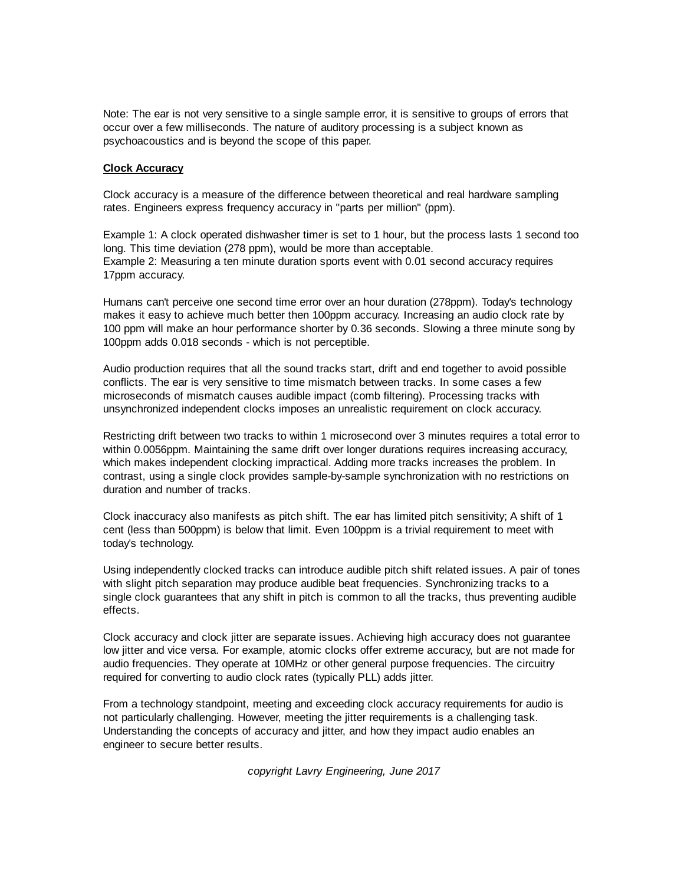Note: The ear is not very sensitive to a single sample error, it is sensitive to groups of errors that occur over a few milliseconds. The nature of auditory processing is a subject known as psychoacoustics and is beyond the scope of this paper.

**Clock Accuracy**

Clock accuracy is a measure of the difference between theoretical and real hardware sampling rates. Engineers express frequency accuracy in "parts per million" (ppm).

Example 1: A clock operated dishwasher timer is set to 1 hour, but the process lasts 1 second too long. This time deviation (278 ppm), would be more than acceptable.
Example 2: Measuring a ten minute duration sports event with 0.01 second accuracy requires 17ppm accuracy.

Humans can't perceive one second time error over an hour duration (278ppm). Today's technology makes it easy to achieve much better then 100ppm accuracy. Increasing an audio clock rate by 100 ppm will make an hour performance shorter by 0.36 seconds. Slowing a three minute song by 100ppm adds 0.018 seconds - which is not perceptible.

Audio production requires that all the sound tracks start, drift and end together to avoid possible conflicts. The ear is very sensitive to time mismatch between tracks. In some cases a few microseconds of mismatch causes audible impact (comb filtering). Processing tracks with unsynchronized independent clocks imposes an unrealistic requirement on clock accuracy.

Restricting drift between two tracks to within 1 microsecond over 3 minutes requires a total error to within 0.0056ppm. Maintaining the same drift over longer durations requires increasing accuracy, which makes independent clocking impractical. Adding more tracks increases the problem. In contrast, using a single clock provides sample-by-sample synchronization with no restrictions on duration and number of tracks.

Clock inaccuracy also manifests as pitch shift. The ear has limited pitch sensitivity; A shift of 1 cent (less than 500ppm) is below that limit. Even 100ppm is a trivial requirement to meet with today's technology.

Using independently clocked tracks can introduce audible pitch shift related issues. A pair of tones with slight pitch separation may produce audible beat frequencies. Synchronizing tracks to a single clock guarantees that any shift in pitch is common to all the tracks, thus preventing audible effects.

Clock accuracy and clock jitter are separate issues. Achieving high accuracy does not guarantee low jitter and vice versa. For example, atomic clocks offer extreme accuracy, but are not made for audio frequencies. They operate at 10MHz or other general purpose frequencies. The circuitry required for converting to audio clock rates (typically PLL) adds jitter.

From a technology standpoint, meeting and exceeding clock accuracy requirements for audio is not particularly challenging. However, meeting the jitter requirements is a challenging task. Understanding the concepts of accuracy and jitter, and how they impact audio enables an engineer to secure better results.

*copyright Lavry Engineering, June 2017*